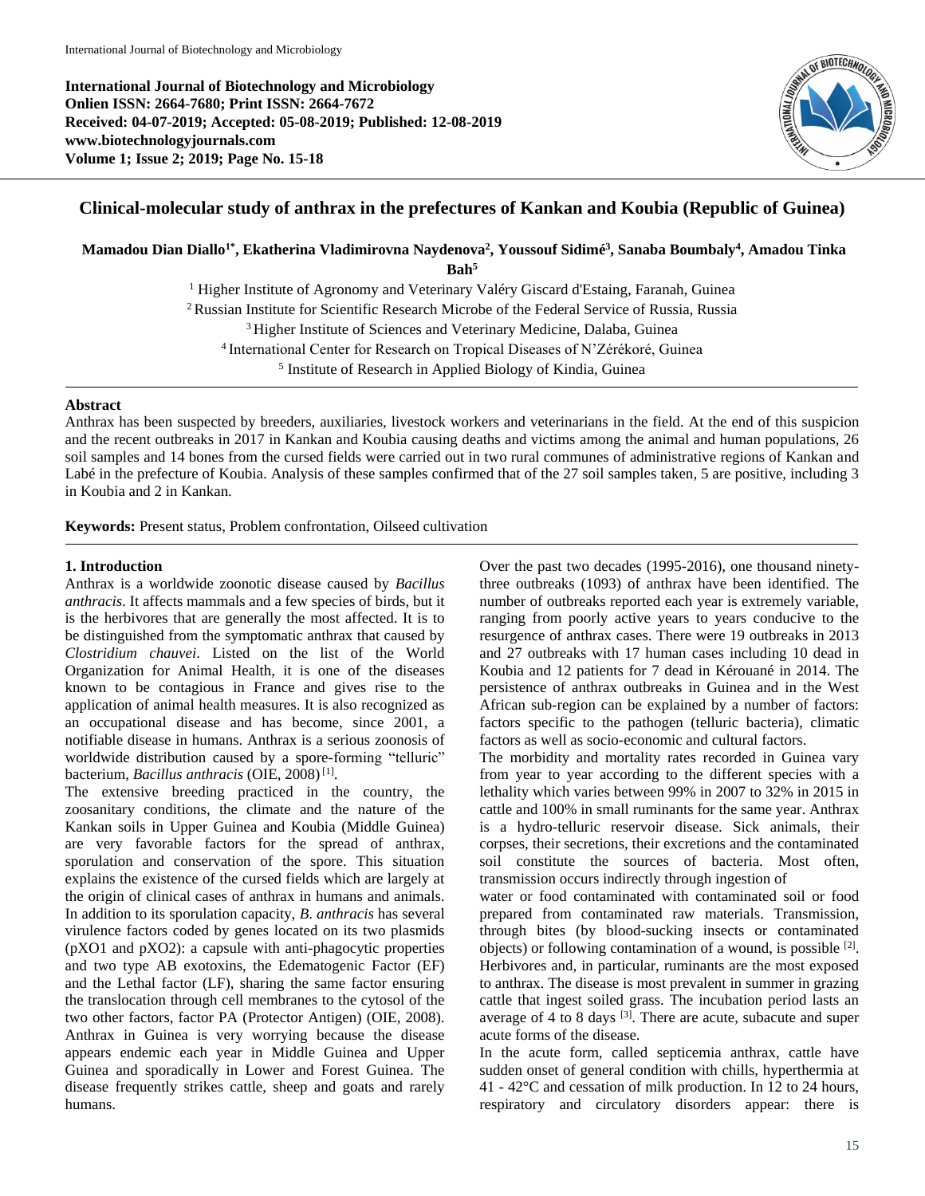International Journal of Biotechnology and Microbiology
Onlien ISSN: 2664-7680; Print ISSN: 2664-7672
Received: 04-07-2019; Accepted: 05-08-2019; Published: 12-08-2019
www.biotechnologyjournals.com
Volume 1; Issue 2; 2019; Page No. 15-18

# Clinical-molecular study of anthrax in the prefectures of Kankan and Koubia (Republic of Guinea)

**Mamadou Dian Diallo[1*], Ekaterina Vladimirovna Naydenova[2], Youssouf Sidimé[3], Sanaba Boumbaly[4], Amadou Tinka Bah[5]**

[1] Higher Institute of Agronomy and Veterinary Valéry Giscard d'Estaing, Faranah, Guinea
[2] Russian Institute for Scientific Research Microbe of the Federal Service of Russia, Russia
[3] Higher Institute of Sciences and Veterinary Medicine, Dalaba, Guinea
[4] International Center for Research on Tropical Diseases of N'Zérékoré, Guinea
[5] Institute of Research in Applied Biology of Kindia, Guinea

## Abstract

Anthrax has been suspected by breeders, auxiliaries, livestock workers and veterinarians in the field. At the end of this suspicion and the recent outbreaks in 2017 in Kankan and Koubia causing deaths and victims among the animal and human populations, 26 soil samples and 14 bones from the cursed fields were carried out in two rural communes of administrative regions of Kankan and Labé in the prefecture of Koubia. Analysis of these samples confirmed that of the 27 soil samples taken, 5 are positive, including 3 in Koubia and 2 in Kankan.

**Keywords:** Present status, Problem confrontation, Oilseed cultivation

## 1. Introduction

Anthrax is a worldwide zoonotic disease caused by *Bacillus anthracis*. It affects mammals and a few species of birds, but it is the herbivores that are generally the most affected. It is to be distinguished from the symptomatic anthrax that caused by *Clostridium chauvei*. Listed on the list of the World Organization for Animal Health, it is one of the diseases known to be contagious in France and gives rise to the application of animal health measures. It is also recognized as an occupational disease and has become, since 2001, a notifiable disease in humans. Anthrax is a serious zoonosis of worldwide distribution caused by a spore-forming "telluric" bacterium, *Bacillus anthracis* (OIE, 2008) [1].

The extensive breeding practiced in the country, the zoosanitary conditions, the climate and the nature of the Kankan soils in Upper Guinea and Koubia (Middle Guinea) are very favorable factors for the spread of anthrax, sporulation and conservation of the spore. This situation explains the existence of the cursed fields which are largely at the origin of clinical cases of anthrax in humans and animals. In addition to its sporulation capacity, *B. anthracis* has several virulence factors coded by genes located on its two plasmids (pXO1 and pXO2): a capsule with anti-phagocytic properties and two type AB exotoxins, the Edematogenic Factor (EF) and the Lethal factor (LF), sharing the same factor ensuring the translocation through cell membranes to the cytosol of the two other factors, factor PA (Protector Antigen) (OIE, 2008). Anthrax in Guinea is very worrying because the disease appears endemic each year in Middle Guinea and Upper Guinea and sporadically in Lower and Forest Guinea. The disease frequently strikes cattle, sheep and goats and rarely humans.

Over the past two decades (1995-2016), one thousand ninety-three outbreaks (1093) of anthrax have been identified. The number of outbreaks reported each year is extremely variable, ranging from poorly active years to years conducive to the resurgence of anthrax cases. There were 19 outbreaks in 2013 and 27 outbreaks with 17 human cases including 10 dead in Koubia and 12 patients for 7 dead in Kérouané in 2014. The persistence of anthrax outbreaks in Guinea and in the West African sub-region can be explained by a number of factors: factors specific to the pathogen (telluric bacteria), climatic factors as well as socio-economic and cultural factors.

The morbidity and mortality rates recorded in Guinea vary from year to year according to the different species with a lethality which varies between 99% in 2007 to 32% in 2015 in cattle and 100% in small ruminants for the same year. Anthrax is a hydro-telluric reservoir disease. Sick animals, their corpses, their secretions, their excretions and the contaminated soil constitute the sources of bacteria. Most often, transmission occurs indirectly through ingestion of water or food contaminated with contaminated soil or food prepared from contaminated raw materials. Transmission, through bites (by blood-sucking insects or contaminated objects) or following contamination of a wound, is possible [2]. Herbivores and, in particular, ruminants are the most exposed to anthrax. The disease is most prevalent in summer in grazing cattle that ingest soiled grass. The incubation period lasts an average of 4 to 8 days [3]. There are acute, subacute and super acute forms of the disease.

In the acute form, called septicemia anthrax, cattle have sudden onset of general condition with chills, hyperthermia at 41 - 42°C and cessation of milk production. In 12 to 24 hours, respiratory and circulatory disorders appear: there is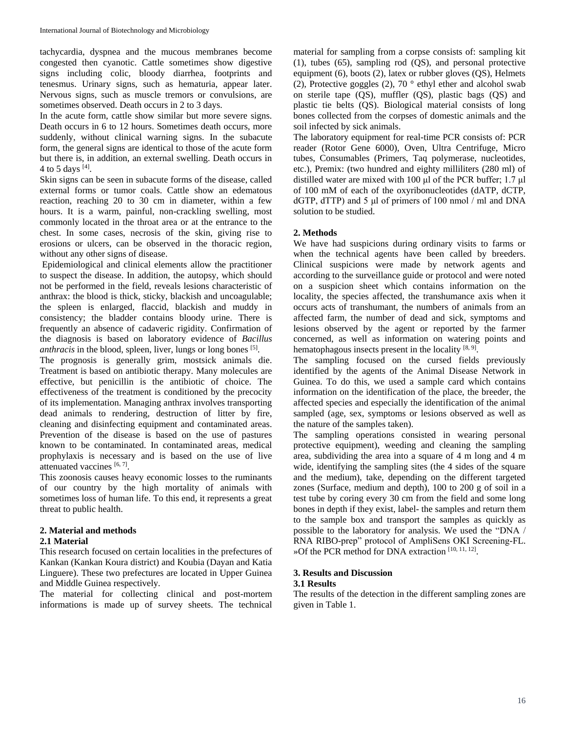tachycardia, dyspnea and the mucous membranes become congested then cyanotic. Cattle sometimes show digestive signs including colic, bloody diarrhea, footprints and tenesmus. Urinary signs, such as hematuria, appear later. Nervous signs, such as muscle tremors or convulsions, are sometimes observed. Death occurs in 2 to 3 days.

In the acute form, cattle show similar but more severe signs. Death occurs in 6 to 12 hours. Sometimes death occurs, more suddenly, without clinical warning signs. In the subacute form, the general signs are identical to those of the acute form but there is, in addition, an external swelling. Death occurs in 4 to 5 days [4].

Skin signs can be seen in subacute forms of the disease, called external forms or tumor coals. Cattle show an edematous reaction, reaching 20 to 30 cm in diameter, within a few hours. It is a warm, painful, non-crackling swelling, most commonly located in the throat area or at the entrance to the chest. In some cases, necrosis of the skin, giving rise to erosions or ulcers, can be observed in the thoracic region, without any other signs of disease.

Epidemiological and clinical elements allow the practitioner to suspect the disease. In addition, the autopsy, which should not be performed in the field, reveals lesions characteristic of anthrax: the blood is thick, sticky, blackish and uncoagulable; the spleen is enlarged, flaccid, blackish and muddy in consistency; the bladder contains bloody urine. There is frequently an absence of cadaveric rigidity. Confirmation of the diagnosis is based on laboratory evidence of *Bacillus anthracis* in the blood, spleen, liver, lungs or long bones [5].

The prognosis is generally grim, mostsick animals die. Treatment is based on antibiotic therapy. Many molecules are effective, but penicillin is the antibiotic of choice. The effectiveness of the treatment is conditioned by the precocity of its implementation. Managing anthrax involves transporting dead animals to rendering, destruction of litter by fire, cleaning and disinfecting equipment and contaminated areas. Prevention of the disease is based on the use of pastures known to be contaminated. In contaminated areas, medical prophylaxis is necessary and is based on the use of live attenuated vaccines [6, 7].

This zoonosis causes heavy economic losses to the ruminants of our country by the high mortality of animals with sometimes loss of human life. To this end, it represents a great threat to public health.

## 2. Material and methods

### 2.1 Material

This research focused on certain localities in the prefectures of Kankan (Kankan Koura district) and Koubia (Dayan and Katia Linguere). These two prefectures are located in Upper Guinea and Middle Guinea respectively.

The material for collecting clinical and post-mortem informations is made up of survey sheets. The technical material for sampling from a corpse consists of: sampling kit (1), tubes (65), sampling rod (QS), and personal protective equipment (6), boots (2), latex or rubber gloves (QS), Helmets (2), Protective goggles (2), 70 ° ethyl ether and alcohol swab on sterile tape (QS), muffler (QS), plastic bags (QS) and plastic tie belts (QS). Biological material consists of long bones collected from the corpses of domestic animals and the soil infected by sick animals.

The laboratory equipment for real-time PCR consists of: PCR reader (Rotor Gene 6000), Oven, Ultra Centrifuge, Micro tubes, Consumables (Primers, Taq polymerase, nucleotides, etc.), Premix: (two hundred and eighty milliliters (280 ml) of distilled water are mixed with 100 μl of the PCR buffer; 1.7 μl of 100 mM of each of the oxyribonucleotides (dATP, dCTP, dGTP, dTTP) and 5 μl of primers of 100 nmol / ml and DNA solution to be studied.

## 2. Methods

We have had suspicions during ordinary visits to farms or when the technical agents have been called by breeders. Clinical suspicions were made by network agents and according to the surveillance guide or protocol and were noted on a suspicion sheet which contains information on the locality, the species affected, the transhumance axis when it occurs acts of transhumant, the numbers of animals from an affected farm, the number of dead and sick, symptoms and lesions observed by the agent or reported by the farmer concerned, as well as information on watering points and hematophagous insects present in the locality [8, 9].

The sampling focused on the cursed fields previously identified by the agents of the Animal Disease Network in Guinea. To do this, we used a sample card which contains information on the identification of the place, the breeder, the affected species and especially the identification of the animal sampled (age, sex, symptoms or lesions observed as well as the nature of the samples taken).

The sampling operations consisted in wearing personal protective equipment), weeding and cleaning the sampling area, subdividing the area into a square of 4 m long and 4 m wide, identifying the sampling sites (the 4 sides of the square and the medium), take, depending on the different targeted zones (Surface, medium and depth), 100 to 200 g of soil in a test tube by coring every 30 cm from the field and some long bones in depth if they exist, label- the samples and return them to the sample box and transport the samples as quickly as possible to the laboratory for analysis. We used the "DNA / RNA RIBO-prep" protocol of AmpliSens OKI Screening-FL. »Of the PCR method for DNA extraction [10, 11, 12].

## 3. Results and Discussion

### 3.1 Results

The results of the detection in the different sampling zones are given in Table 1.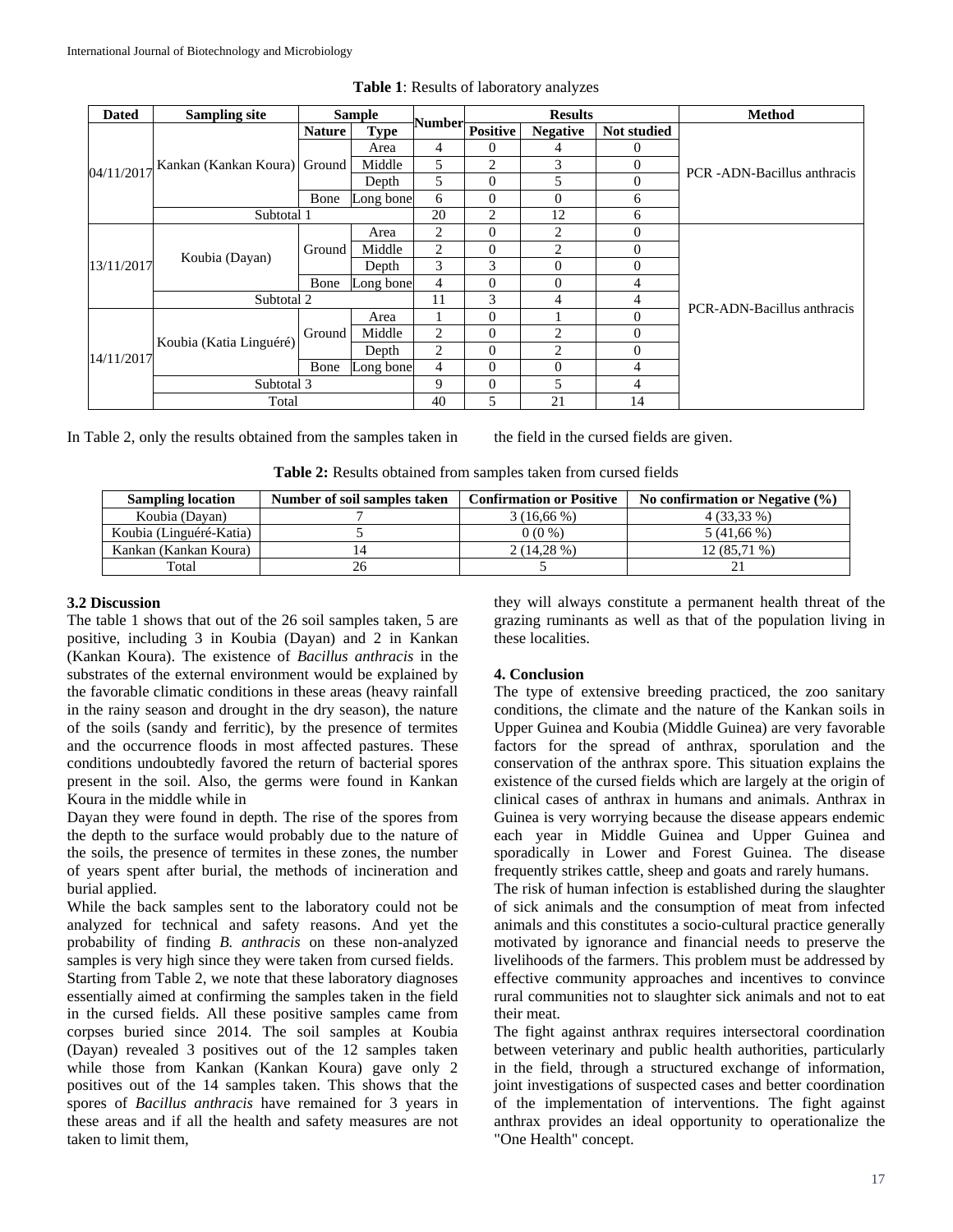**Table 1**: Results of laboratory analyzes

| Dated | Sampling site | Sample | | Number | Results | | | Method |
|---|---|---|---|---|---|---|---|---|
| | | Nature | Type | | Positive | Negative | Not studied | |
| 04/11/2017 | Kankan (Kankan Koura) | Ground | Area | 4 | 0 | 4 | 0 | PCR -ADN-Bacillus anthracis |
| | | | Middle | 5 | 2 | 3 | 0 | |
| | | | Depth | 5 | 0 | 5 | 0 | |
| | | Bone | Long bone | 6 | 0 | 0 | 6 | |
| | Subtotal 1 | | | 20 | 2 | 12 | 6 | |
| 13/11/2017 | Koubia (Dayan) | Ground | Area | 2 | 0 | 2 | 0 | PCR-ADN-Bacillus anthracis |
| | | | Middle | 2 | 0 | 2 | 0 | |
| | | | Depth | 3 | 3 | 0 | 0 | |
| | | Bone | Long bone | 4 | 0 | 0 | 4 | |
| | Subtotal 2 | | | 11 | 3 | 4 | 4 | |
| 14/11/2017 | Koubia (Katia Linguéré) | Ground | Area | 1 | 0 | 1 | 0 | |
| | | | Middle | 2 | 0 | 2 | 0 | |
| | | | Depth | 2 | 0 | 2 | 0 | |
| | | Bone | Long bone | 4 | 0 | 0 | 4 | |
| | Subtotal 3 | | | 9 | 0 | 5 | 4 | |
| | Total | | | 40 | 5 | 21 | 14 | |

In Table 2, only the results obtained from the samples taken in the field in the cursed fields are given.

**Table 2:** Results obtained from samples taken from cursed fields

| Sampling location | Number of soil samples taken | Confirmation or Positive | No confirmation or Negative (%) |
|---|---|---|---|
| Koubia (Dayan) | 7 | 3 (16,66 %) | 4 (33,33 %) |
| Koubia (Linguéré-Katia) | 5 | 0 (0 %) | 5 (41,66 %) |
| Kankan (Kankan Koura) | 14 | 2 (14,28 %) | 12 (85,71 %) |
| Total | 26 | 5 | 21 |

### 3.2 Discussion

The table 1 shows that out of the 26 soil samples taken, 5 are positive, including 3 in Koubia (Dayan) and 2 in Kankan (Kankan Koura). The existence of *Bacillus anthracis* in the substrates of the external environment would be explained by the favorable climatic conditions in these areas (heavy rainfall in the rainy season and drought in the dry season), the nature of the soils (sandy and ferritic), by the presence of termites and the occurrence floods in most affected pastures. These conditions undoubtedly favored the return of bacterial spores present in the soil. Also, the germs were found in Kankan Koura in the middle while in

Dayan they were found in depth. The rise of the spores from the depth to the surface would probably due to the nature of the soils, the presence of termites in these zones, the number of years spent after burial, the methods of incineration and burial applied.

While the back samples sent to the laboratory could not be analyzed for technical and safety reasons. And yet the probability of finding *B. anthracis* on these non-analyzed samples is very high since they were taken from cursed fields.

Starting from Table 2, we note that these laboratory diagnoses essentially aimed at confirming the samples taken in the field in the cursed fields. All these positive samples came from corpses buried since 2014. The soil samples at Koubia (Dayan) revealed 3 positives out of the 12 samples taken while those from Kankan (Kankan Koura) gave only 2 positives out of the 14 samples taken. This shows that the spores of *Bacillus anthracis* have remained for 3 years in these areas and if all the health and safety measures are not taken to limit them, they will always constitute a permanent health threat of the grazing ruminants as well as that of the population living in these localities.

## 4. Conclusion

The type of extensive breeding practiced, the zoo sanitary conditions, the climate and the nature of the Kankan soils in Upper Guinea and Koubia (Middle Guinea) are very favorable factors for the spread of anthrax, sporulation and the conservation of the anthrax spore. This situation explains the existence of the cursed fields which are largely at the origin of clinical cases of anthrax in humans and animals. Anthrax in Guinea is very worrying because the disease appears endemic each year in Middle Guinea and Upper Guinea and sporadically in Lower and Forest Guinea. The disease frequently strikes cattle, sheep and goats and rarely humans.

The risk of human infection is established during the slaughter of sick animals and the consumption of meat from infected animals and this constitutes a socio-cultural practice generally motivated by ignorance and financial needs to preserve the livelihoods of the farmers. This problem must be addressed by effective community approaches and incentives to convince rural communities not to slaughter sick animals and not to eat their meat.

The fight against anthrax requires intersectoral coordination between veterinary and public health authorities, particularly in the field, through a structured exchange of information, joint investigations of suspected cases and better coordination of the implementation of interventions. The fight against anthrax provides an ideal opportunity to operationalize the "One Health" concept.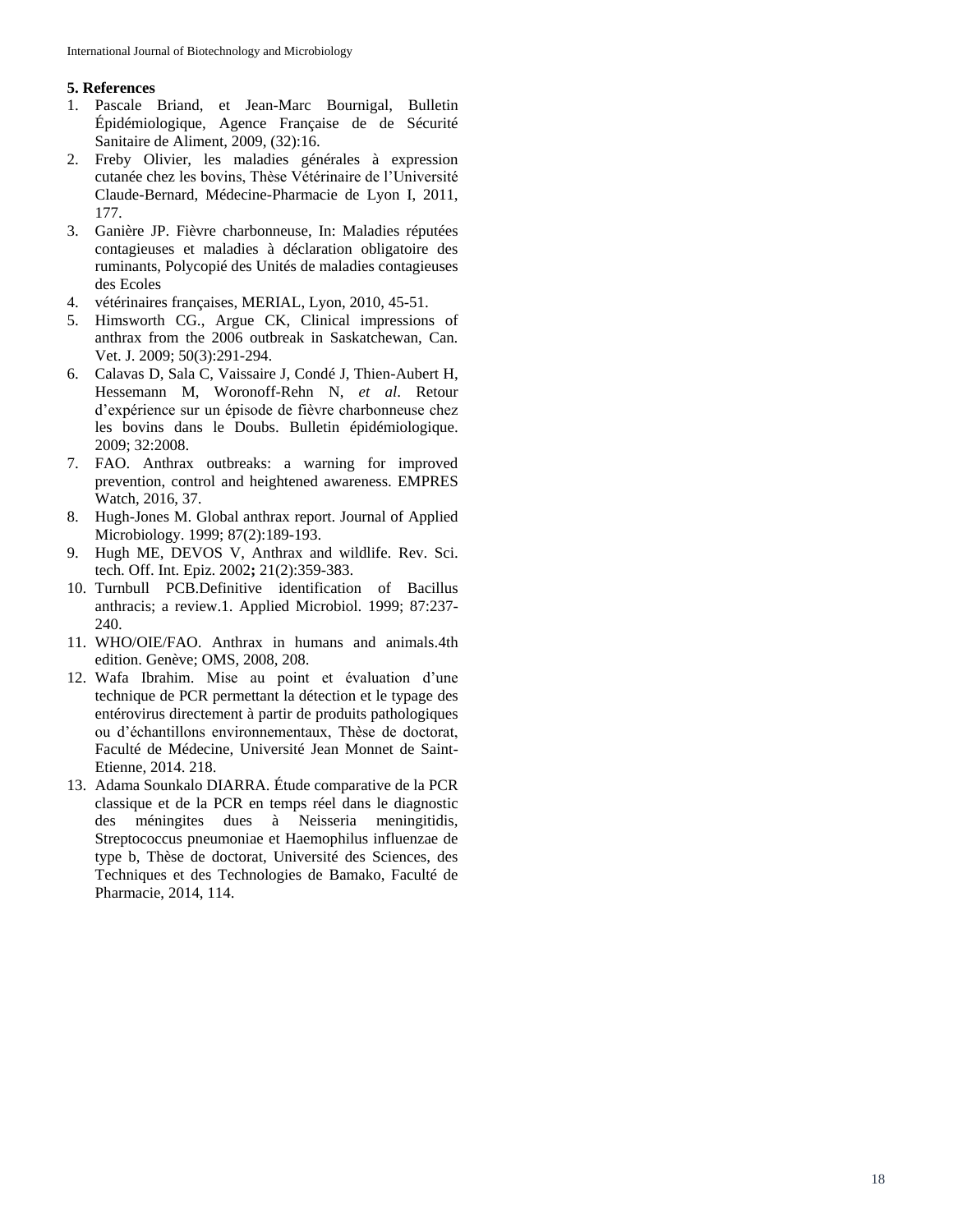## 5. References

1. Pascale Briand, et Jean-Marc Bournigal, Bulletin Épidémiologique, Agence Française de de Sécurité Sanitaire de Aliment, 2009, (32):16.
2. Freby Olivier, les maladies générales à expression cutanée chez les bovins, Thèse Vétérinaire de l'Université Claude-Bernard, Médecine-Pharmacie de Lyon I, 2011, 177.
3. Ganière JP. Fièvre charbonneuse, In: Maladies réputées contagieuses et maladies à déclaration obligatoire des ruminants, Polycopié des Unités de maladies contagieuses des Ecoles
4. vétérinaires françaises, MERIAL, Lyon, 2010, 45-51.
5. Himsworth CG., Argue CK, Clinical impressions of anthrax from the 2006 outbreak in Saskatchewan, Can. Vet. J. 2009; 50(3):291-294.
6. Calavas D, Sala C, Vaissaire J, Condé J, Thien-Aubert H, Hessemann M, Woronoff-Rehn N, *et al*. Retour d'expérience sur un épisode de fièvre charbonneuse chez les bovins dans le Doubs. Bulletin épidémiologique. 2009; 32:2008.
7. FAO. Anthrax outbreaks: a warning for improved prevention, control and heightened awareness. EMPRES Watch, 2016, 37.
8. Hugh-Jones M. Global anthrax report. Journal of Applied Microbiology. 1999; 87(2):189-193.
9. Hugh ME, DEVOS V, Anthrax and wildlife. Rev. Sci. tech. Off. Int. Epiz. 2002**;** 21(2):359-383.
10. Turnbull PCB.Definitive identification of Bacillus anthracis; a review.1. Applied Microbiol. 1999; 87:237-240.
11. WHO/OIE/FAO. Anthrax in humans and animals.4th edition. Genève; OMS, 2008, 208.
12. Wafa Ibrahim. Mise au point et évaluation d'une technique de PCR permettant la détection et le typage des entérovirus directement à partir de produits pathologiques ou d'échantillons environnementaux, Thèse de doctorat, Faculté de Médecine, Université Jean Monnet de Saint-Etienne, 2014. 218.
13. Adama Sounkalo DIARRA. Étude comparative de la PCR classique et de la PCR en temps réel dans le diagnostic des méningites dues à Neisseria meningitidis, Streptococcus pneumoniae et Haemophilus influenzae de type b, Thèse de doctorat, Université des Sciences, des Techniques et des Technologies de Bamako, Faculté de Pharmacie, 2014, 114.